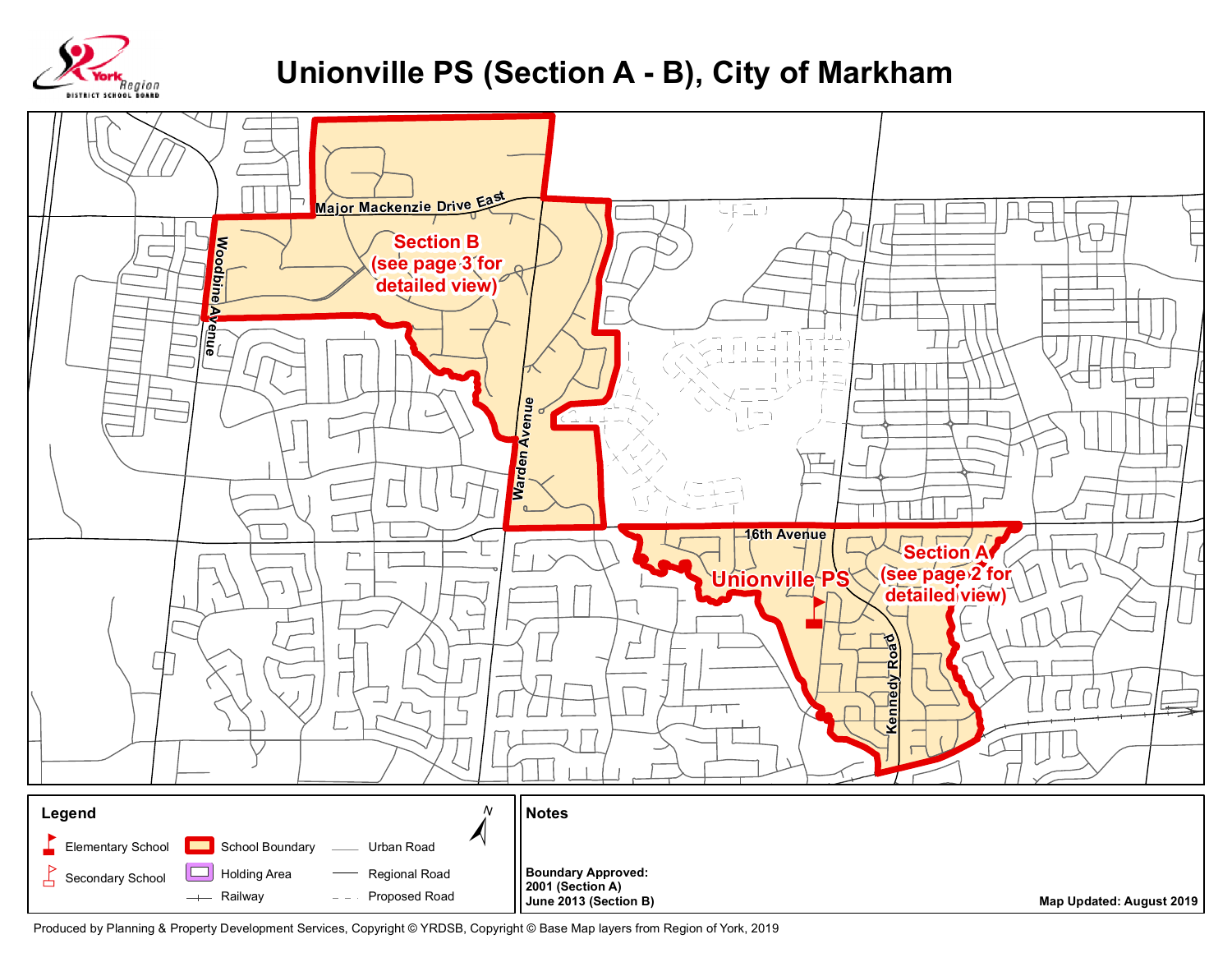# Unionville PS (Section A - B), City of Markham

York Region District School Board

Major Mackenzie Drive East

Section B (see page 3 for detailed view)

Woodbine Avenue

Warden Avenue

16th Avenue

Unionville PS

Section A (see page 2 for detailed view)

Kennedy Road

**Legend**

- Elementary School
- Secondary School
- School Boundary
- Holding Area
- Railway
- Urban Road
- Regional Road
- Proposed Road

N

**Notes**

**Boundary Approved:**
**2001 (Section A)**
**June 2013 (Section B)**

**Map Updated: August 2019**

Produced by Planning & Property Development Services, Copyright © YRDSB, Copyright © Base Map layers from Region of York, 2019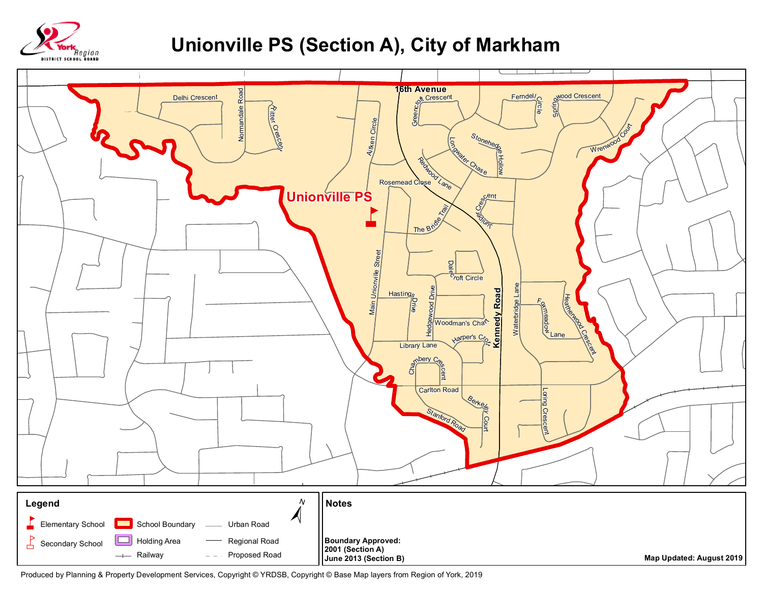# Unionville PS (Section A), City of Markham

Unionville PS

16th Avenue · Delhi Crescent · Normandale Road · Ritter Crescent · Aitken Circle · Greencroft Crescent · Ferndell Circle · Springwood Crescent · Wrenwood Court · Stonehedge Hollow · Longwater Chase · Redwood Lane · Rosemead Close · Juniper Crescent · The Bridle Trail · Dalecroft Circle · Main Unionville Street · Hastings Drive · Hedgewood Drive · Woodman's Chart · Kennedy Road · Waterbridge Lane · Foxmeadow Lane · Heatherwood Crescent · Harper's Croft · Library Lane · Chambery Crescent · Carlton Road · Berkeley Court · Stanford Road · Loring Crescent

**Legend**

- Elementary School
- Secondary School
- School Boundary
- Holding Area
- Railway
- Urban Road
- Regional Road
- Proposed Road

N

**Notes**

**Boundary Approved:**
**2001 (Section A)**
**June 2013 (Section B)**

**Map Updated: August 2019**

Produced by Planning & Property Development Services, Copyright © YRDSB, Copyright © Base Map layers from Region of York, 2019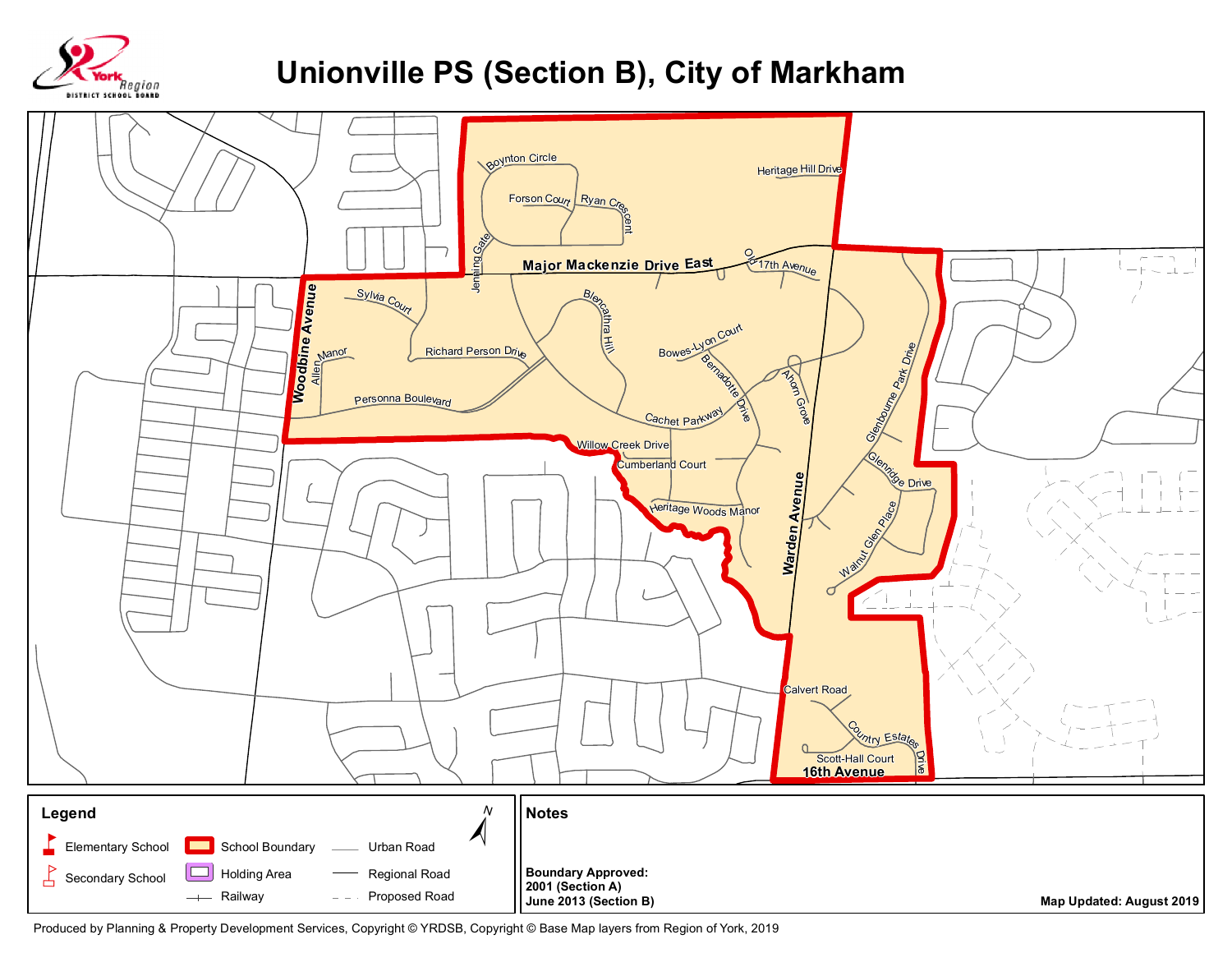# Unionville PS (Section B), City of Markham

Boynton Circle
Forson Court
Ryan Crescent
Heritage Hill Drive
Jenning Gate
Major Mackenzie Drive East
Old 17th Avenue
Woodbine Avenue
Sylvia Court
Blencathra Hill
Bowes-Lyon Court
Allen Manor
Richard Person Drive
Bernadotte Drive
Ahorn Grove
Glenbourne Park Drive
Personna Boulevard
Cachet Parkway
Willow Creek Drive
Cumberland Court
Glenridge Drive
Heritage Woods Manor
Warden Avenue
Walnut Glen Place
Calvert Road
Country Estates Drive
Scott-Hall Court
16th Avenue

**Legend**

Elementary School
Secondary School
School Boundary
Holding Area
Railway
Urban Road
Regional Road
Proposed Road

N

**Notes**

**Boundary Approved:**
**2001 (Section A)**
**June 2013 (Section B)**

**Map Updated: August 2019**

Produced by Planning & Property Development Services, Copyright © YRDSB, Copyright © Base Map layers from Region of York, 2019